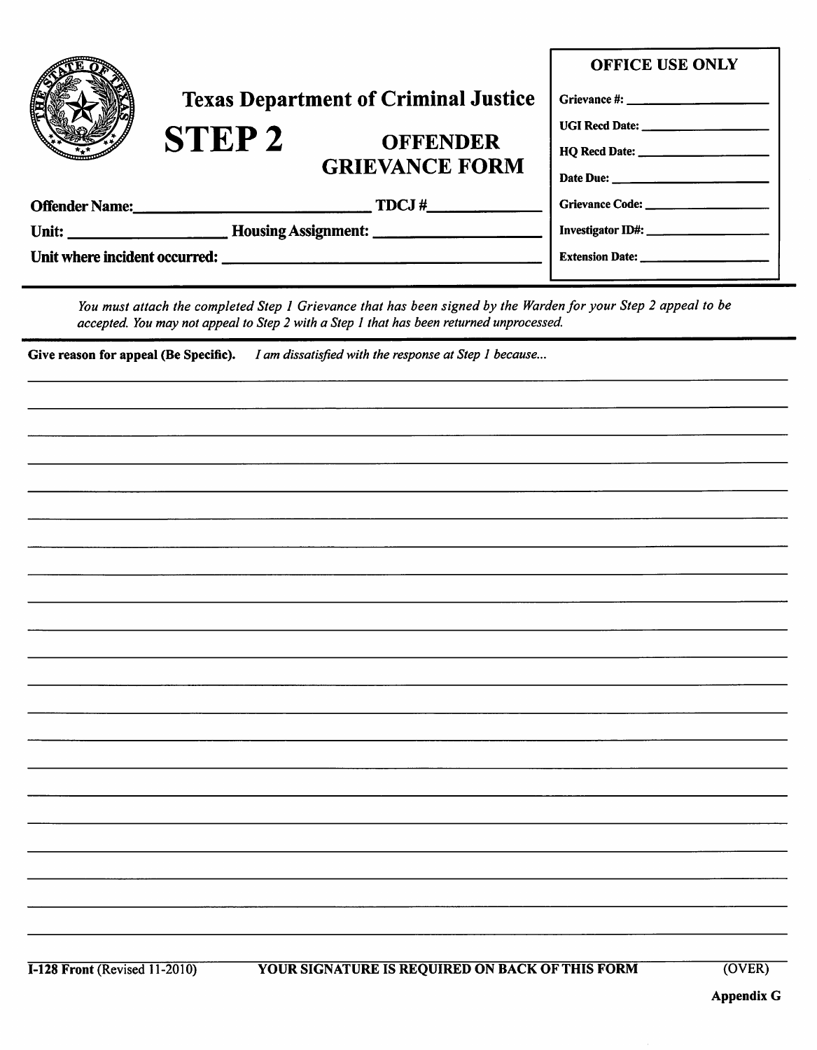# Texas Department of Criminal Justice

## STEP 2 OFFENDER GRIEVANCE FORM

| OFFICE USE ONLY |
|---|
| Grievance #: ____________ |
| UGI Recd Date: ____________ |
| HQ Recd Date: ____________ |
| Date Due: ____________ |
| Grievance Code: ____________ |
| Investigator ID#: ____________ |
| Extension Date: ____________ |

**Offender Name:** ______________________ **TDCJ #** ____________

**Unit:** ______________ **Housing Assignment:** ______________

**Unit where incident occurred:** ______________________________

---

*You must attach the completed Step 1 Grievance that has been signed by the Warden for your Step 2 appeal to be accepted. You may not appeal to Step 2 with a Step 1 that has been returned unprocessed.*

---

**Give reason for appeal (Be Specific).** *I am dissatisfied with the response at Step 1 because...*

_______________________________________________________________________________

_______________________________________________________________________________

_______________________________________________________________________________

_______________________________________________________________________________

_______________________________________________________________________________

_______________________________________________________________________________

_______________________________________________________________________________

_______________________________________________________________________________

_______________________________________________________________________________

_______________________________________________________________________________

_______________________________________________________________________________

_______________________________________________________________________________

_______________________________________________________________________________

_______________________________________________________________________________

_______________________________________________________________________________

_______________________________________________________________________________

_______________________________________________________________________________

_______________________________________________________________________________

_______________________________________________________________________________

_______________________________________________________________________________

_______________________________________________________________________________

**I-128 Front** (Revised 11-2010) **YOUR SIGNATURE IS REQUIRED ON BACK OF THIS FORM** (OVER)

**Appendix G**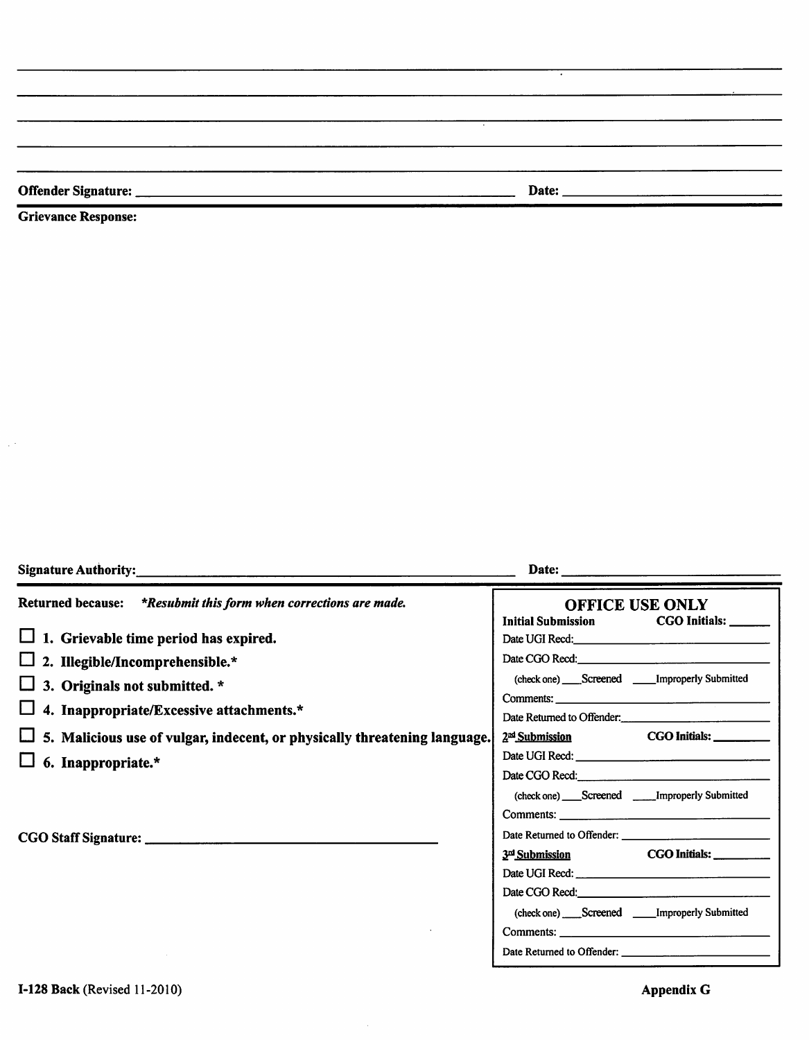Offender Signature: ______________________________ Date: ______________

**Grievance Response:**

Signature Authority: ______________________________ Date: ______________

**Returned because:** ***Resubmit this form when corrections are made.***

- ☐ **1. Grievable time period has expired.**
- ☐ **2. Illegible/Incomprehensible.***
- ☐ **3. Originals not submitted. ***
- ☐ **4. Inappropriate/Excessive attachments.***
- ☐ **5. Malicious use of vulgar, indecent, or physically threatening language.**
- ☐ **6. Inappropriate.***

**CGO Staff Signature:** ______________________________

## OFFICE USE ONLY

**Initial Submission** **CGO Initials:** ______

Date UGI Recd: ______________

Date CGO Recd: ______________

(check one) ____Screened ____Improperly Submitted

Comments: ______________

Date Returned to Offender: ______________

**2nd Submission** **CGO Initials:** ______

Date UGI Recd: ______________

Date CGO Recd: ______________

(check one) ____Screened ____Improperly Submitted

Comments: ______________

Date Returned to Offender: ______________

**3rd Submission** **CGO Initials:** ______

Date UGI Recd: ______________

Date CGO Recd: ______________

(check one) ____Screened ____Improperly Submitted

Comments: ______________

Date Returned to Offender: ______________

**I-128 Back** (Revised 11-2010)

**Appendix G**